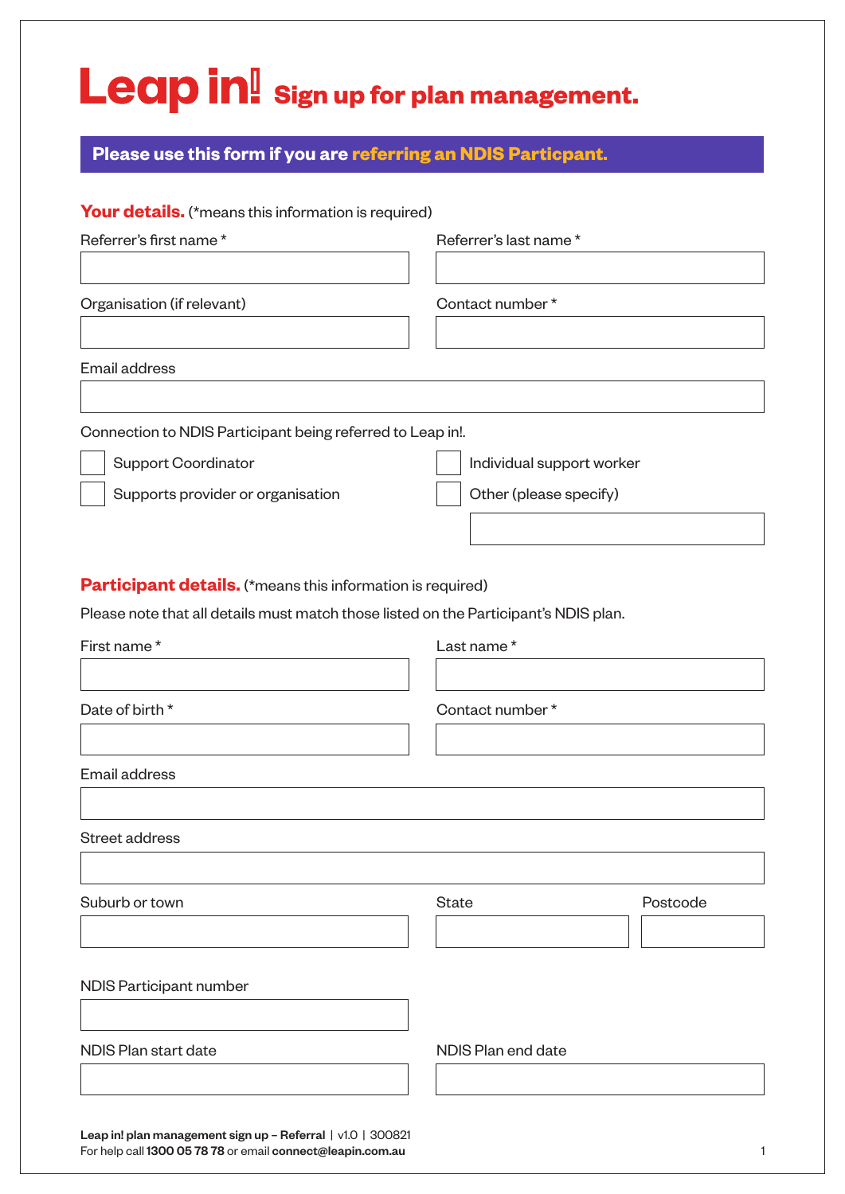# Leap in! Sign up for plan management.

**Please use this form if you are referring an NDIS Particpant.**

## Your details. (*means this information is required)

Referrer's first name *

Referrer's last name *

Organisation (if relevant)

Contact number *

Email address

Connection to NDIS Participant being referred to Leap in!.

- [ ] Support Coordinator
- [ ] Individual support worker
- [ ] Supports provider or organisation
- [ ] Other (please specify)

## Participant details. (*means this information is required)

Please note that all details must match those listed on the Participant's NDIS plan.

First name *

Last name *

Date of birth *

Contact number *

Email address

Street address

Suburb or town

State

Postcode

NDIS Participant number

NDIS Plan start date

NDIS Plan end date

**Leap in! plan management sign up – Referral** | v1.0 | 300821
For help call **1300 05 78 78** or email **connect@leapin.com.au**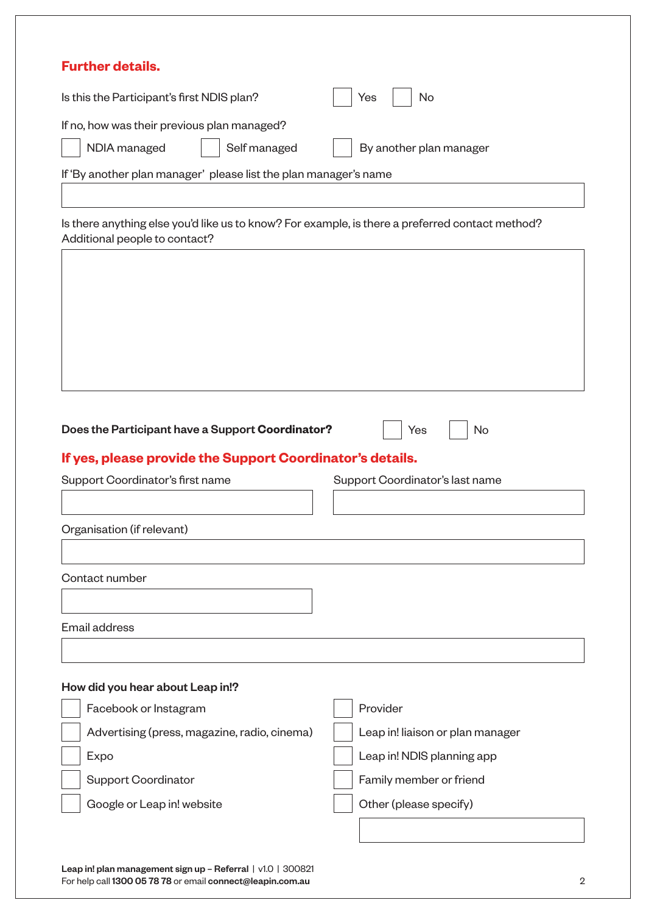## Further details.

Is this the Participant's first NDIS plan? ☐ Yes ☐ No

If no, how was their previous plan managed?

☐ NDIA managed ☐ Self managed ☐ By another plan manager

If 'By another plan manager' please list the plan manager's name

Is there anything else you'd like us to know? For example, is there a preferred contact method? Additional people to contact?

**Does the Participant have a Support Coordinator?** ☐ Yes ☐ No

## If yes, please provide the Support Coordinator's details.

Support Coordinator's first name

Support Coordinator's last name

Organisation (if relevant)

Contact number

Email address

**How did you hear about Leap in!?**

☐ Facebook or Instagram

☐ Advertising (press, magazine, radio, cinema)

☐ Expo

☐ Support Coordinator

☐ Google or Leap in! website

☐ Provider

☐ Leap in! liaison or plan manager

☐ Leap in! NDIS planning app

☐ Family member or friend

☐ Other (please specify)

**Leap in! plan management sign up – Referral** | v1.0 | 300821
For help call **1300 05 78 78** or email **connect@leapin.com.au**